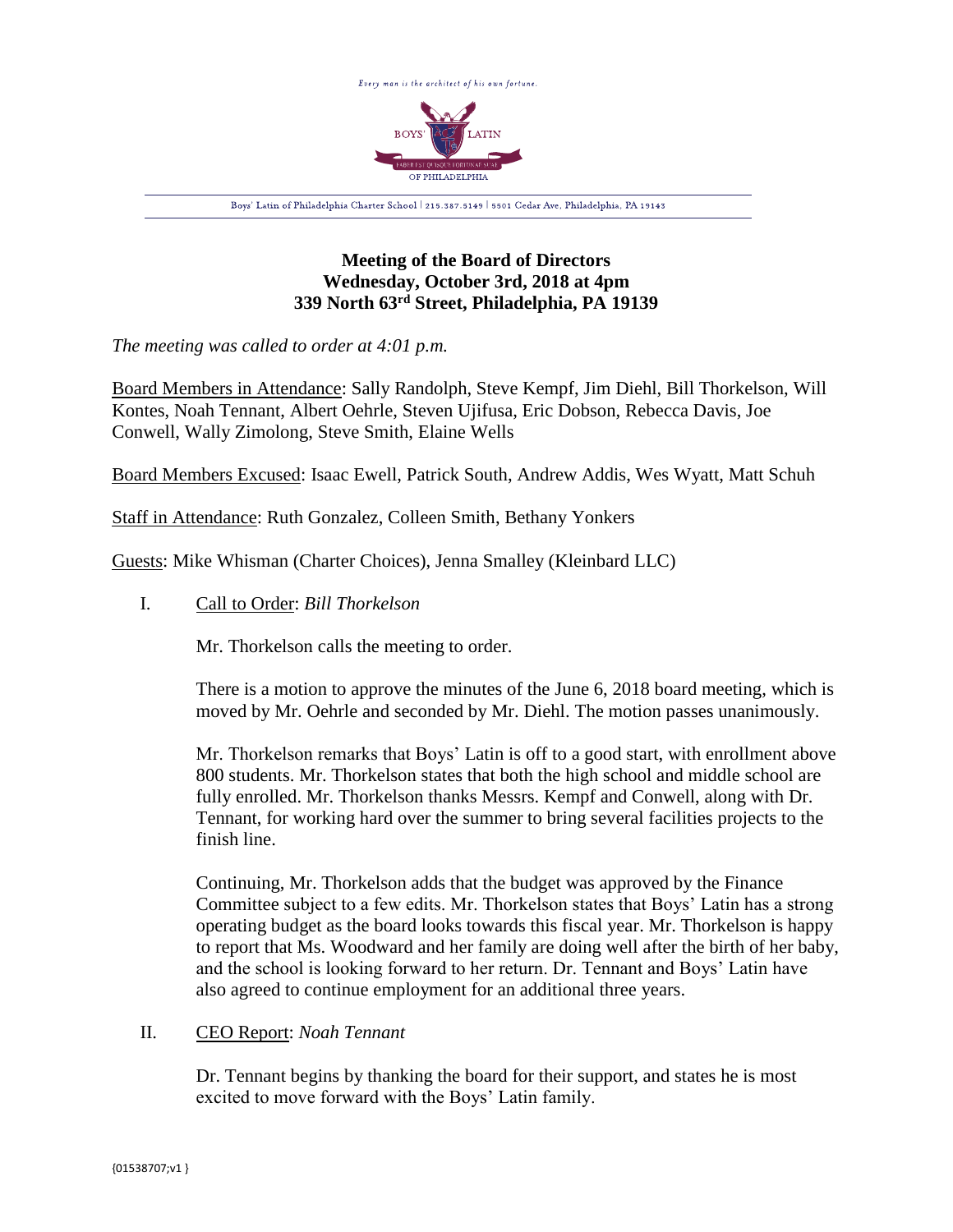Every man is the architect of his own fortune.

BOYS' LATIN OF PHILADELPHIA

Boys' Latin of Philadelphia Charter School | 215.387.5149 | 5501 Cedar Ave, Philadelphia, PA 19143

**Meeting of the Board of Directors**
**Wednesday, October 3rd, 2018 at 4pm**
**339 North 63rd Street, Philadelphia, PA 19139**

*The meeting was called to order at 4:01 p.m.*

Board Members in Attendance: Sally Randolph, Steve Kempf, Jim Diehl, Bill Thorkelson, Will Kontes, Noah Tennant, Albert Oehrle, Steven Ujifusa, Eric Dobson, Rebecca Davis, Joe Conwell, Wally Zimolong, Steve Smith, Elaine Wells

Board Members Excused: Isaac Ewell, Patrick South, Andrew Addis, Wes Wyatt, Matt Schuh

Staff in Attendance: Ruth Gonzalez, Colleen Smith, Bethany Yonkers

Guests: Mike Whisman (Charter Choices), Jenna Smalley (Kleinbard LLC)

I. Call to Order: *Bill Thorkelson*

Mr. Thorkelson calls the meeting to order.

There is a motion to approve the minutes of the June 6, 2018 board meeting, which is moved by Mr. Oehrle and seconded by Mr. Diehl. The motion passes unanimously.

Mr. Thorkelson remarks that Boys' Latin is off to a good start, with enrollment above 800 students. Mr. Thorkelson states that both the high school and middle school are fully enrolled. Mr. Thorkelson thanks Messrs. Kempf and Conwell, along with Dr. Tennant, for working hard over the summer to bring several facilities projects to the finish line.

Continuing, Mr. Thorkelson adds that the budget was approved by the Finance Committee subject to a few edits. Mr. Thorkelson states that Boys' Latin has a strong operating budget as the board looks towards this fiscal year. Mr. Thorkelson is happy to report that Ms. Woodward and her family are doing well after the birth of her baby, and the school is looking forward to her return. Dr. Tennant and Boys' Latin have also agreed to continue employment for an additional three years.

II. CEO Report: *Noah Tennant*

Dr. Tennant begins by thanking the board for their support, and states he is most excited to move forward with the Boys' Latin family.

{01538707;v1 }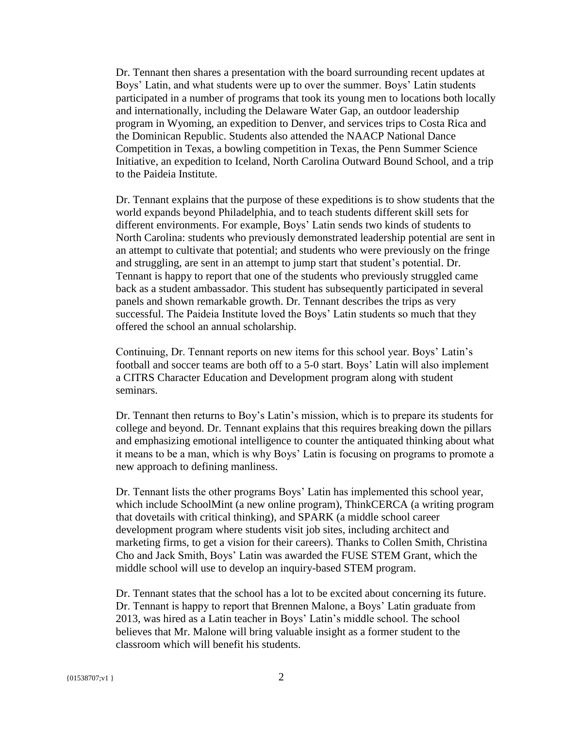Dr. Tennant then shares a presentation with the board surrounding recent updates at Boys' Latin, and what students were up to over the summer. Boys' Latin students participated in a number of programs that took its young men to locations both locally and internationally, including the Delaware Water Gap, an outdoor leadership program in Wyoming, an expedition to Denver, and services trips to Costa Rica and the Dominican Republic. Students also attended the NAACP National Dance Competition in Texas, a bowling competition in Texas, the Penn Summer Science Initiative, an expedition to Iceland, North Carolina Outward Bound School, and a trip to the Paideia Institute.

Dr. Tennant explains that the purpose of these expeditions is to show students that the world expands beyond Philadelphia, and to teach students different skill sets for different environments. For example, Boys' Latin sends two kinds of students to North Carolina: students who previously demonstrated leadership potential are sent in an attempt to cultivate that potential; and students who were previously on the fringe and struggling, are sent in an attempt to jump start that student's potential. Dr. Tennant is happy to report that one of the students who previously struggled came back as a student ambassador. This student has subsequently participated in several panels and shown remarkable growth. Dr. Tennant describes the trips as very successful. The Paideia Institute loved the Boys' Latin students so much that they offered the school an annual scholarship.

Continuing, Dr. Tennant reports on new items for this school year. Boys' Latin's football and soccer teams are both off to a 5-0 start. Boys' Latin will also implement a CITRS Character Education and Development program along with student seminars.

Dr. Tennant then returns to Boy's Latin's mission, which is to prepare its students for college and beyond. Dr. Tennant explains that this requires breaking down the pillars and emphasizing emotional intelligence to counter the antiquated thinking about what it means to be a man, which is why Boys' Latin is focusing on programs to promote a new approach to defining manliness.

Dr. Tennant lists the other programs Boys' Latin has implemented this school year, which include SchoolMint (a new online program), ThinkCERCA (a writing program that dovetails with critical thinking), and SPARK (a middle school career development program where students visit job sites, including architect and marketing firms, to get a vision for their careers). Thanks to Collen Smith, Christina Cho and Jack Smith, Boys' Latin was awarded the FUSE STEM Grant, which the middle school will use to develop an inquiry-based STEM program.

Dr. Tennant states that the school has a lot to be excited about concerning its future. Dr. Tennant is happy to report that Brennen Malone, a Boys' Latin graduate from 2013, was hired as a Latin teacher in Boys' Latin's middle school. The school believes that Mr. Malone will bring valuable insight as a former student to the classroom which will benefit his students.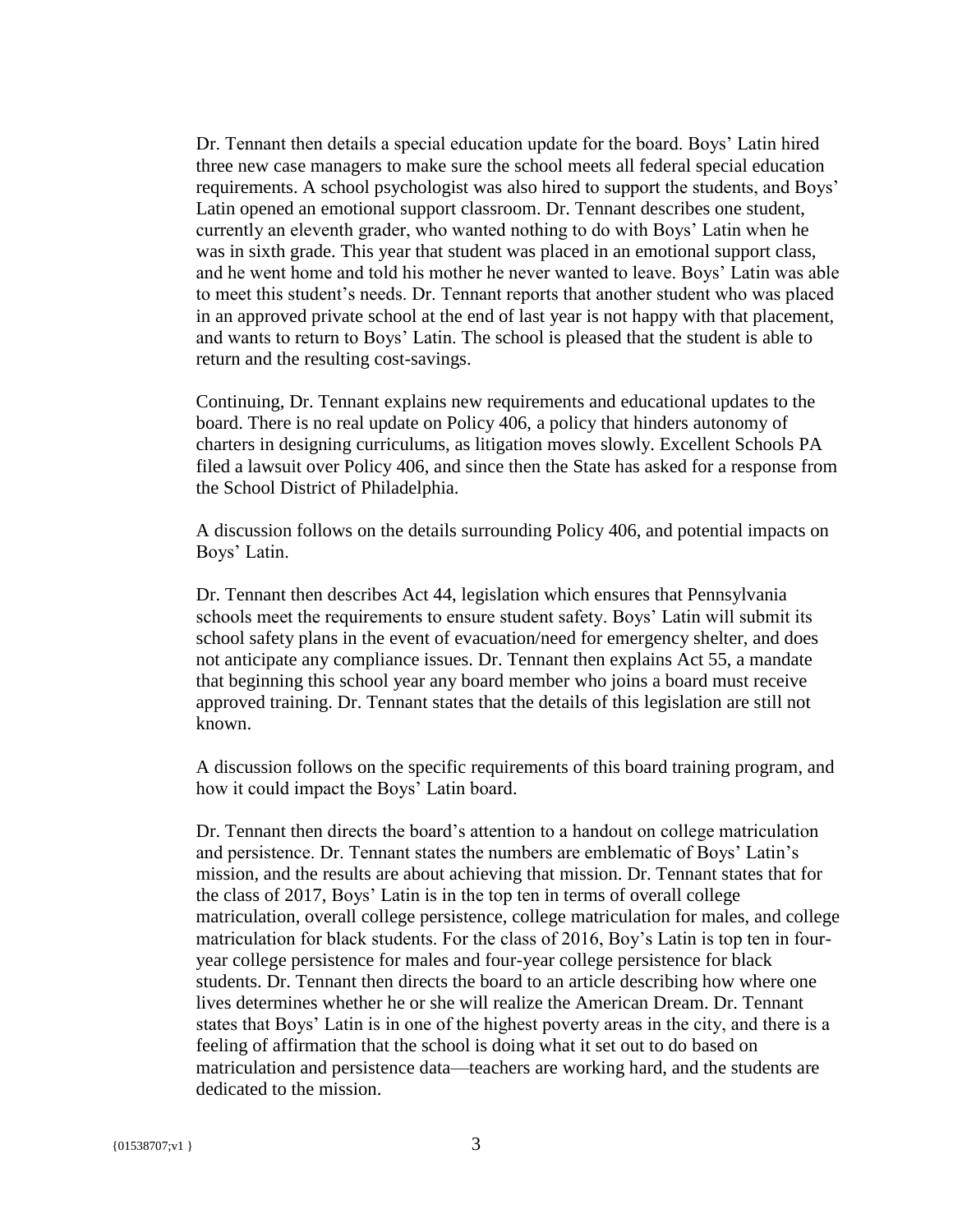Dr. Tennant then details a special education update for the board. Boys' Latin hired three new case managers to make sure the school meets all federal special education requirements. A school psychologist was also hired to support the students, and Boys' Latin opened an emotional support classroom. Dr. Tennant describes one student, currently an eleventh grader, who wanted nothing to do with Boys' Latin when he was in sixth grade. This year that student was placed in an emotional support class, and he went home and told his mother he never wanted to leave. Boys' Latin was able to meet this student's needs. Dr. Tennant reports that another student who was placed in an approved private school at the end of last year is not happy with that placement, and wants to return to Boys' Latin. The school is pleased that the student is able to return and the resulting cost-savings.

Continuing, Dr. Tennant explains new requirements and educational updates to the board. There is no real update on Policy 406, a policy that hinders autonomy of charters in designing curriculums, as litigation moves slowly. Excellent Schools PA filed a lawsuit over Policy 406, and since then the State has asked for a response from the School District of Philadelphia.

A discussion follows on the details surrounding Policy 406, and potential impacts on Boys' Latin.

Dr. Tennant then describes Act 44, legislation which ensures that Pennsylvania schools meet the requirements to ensure student safety. Boys' Latin will submit its school safety plans in the event of evacuation/need for emergency shelter, and does not anticipate any compliance issues. Dr. Tennant then explains Act 55, a mandate that beginning this school year any board member who joins a board must receive approved training. Dr. Tennant states that the details of this legislation are still not known.

A discussion follows on the specific requirements of this board training program, and how it could impact the Boys' Latin board.

Dr. Tennant then directs the board's attention to a handout on college matriculation and persistence. Dr. Tennant states the numbers are emblematic of Boys' Latin's mission, and the results are about achieving that mission. Dr. Tennant states that for the class of 2017, Boys' Latin is in the top ten in terms of overall college matriculation, overall college persistence, college matriculation for males, and college matriculation for black students. For the class of 2016, Boy's Latin is top ten in four-year college persistence for males and four-year college persistence for black students. Dr. Tennant then directs the board to an article describing how where one lives determines whether he or she will realize the American Dream. Dr. Tennant states that Boys' Latin is in one of the highest poverty areas in the city, and there is a feeling of affirmation that the school is doing what it set out to do based on matriculation and persistence data—teachers are working hard, and the students are dedicated to the mission.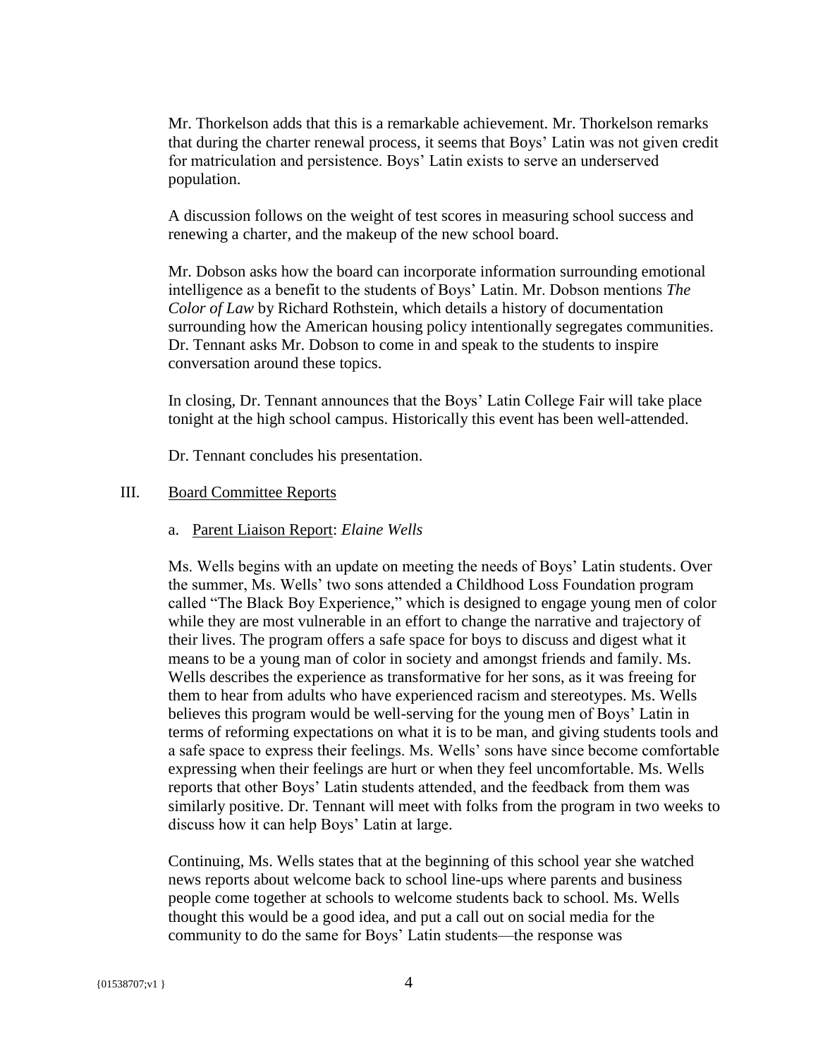Mr. Thorkelson adds that this is a remarkable achievement. Mr. Thorkelson remarks that during the charter renewal process, it seems that Boys' Latin was not given credit for matriculation and persistence. Boys' Latin exists to serve an underserved population.

A discussion follows on the weight of test scores in measuring school success and renewing a charter, and the makeup of the new school board.

Mr. Dobson asks how the board can incorporate information surrounding emotional intelligence as a benefit to the students of Boys' Latin. Mr. Dobson mentions *The Color of Law* by Richard Rothstein, which details a history of documentation surrounding how the American housing policy intentionally segregates communities. Dr. Tennant asks Mr. Dobson to come in and speak to the students to inspire conversation around these topics.

In closing, Dr. Tennant announces that the Boys' Latin College Fair will take place tonight at the high school campus. Historically this event has been well-attended.

Dr. Tennant concludes his presentation.

## III. Board Committee Reports

### a. Parent Liaison Report: *Elaine Wells*

Ms. Wells begins with an update on meeting the needs of Boys' Latin students. Over the summer, Ms. Wells' two sons attended a Childhood Loss Foundation program called "The Black Boy Experience," which is designed to engage young men of color while they are most vulnerable in an effort to change the narrative and trajectory of their lives. The program offers a safe space for boys to discuss and digest what it means to be a young man of color in society and amongst friends and family. Ms. Wells describes the experience as transformative for her sons, as it was freeing for them to hear from adults who have experienced racism and stereotypes. Ms. Wells believes this program would be well-serving for the young men of Boys' Latin in terms of reforming expectations on what it is to be man, and giving students tools and a safe space to express their feelings. Ms. Wells' sons have since become comfortable expressing when their feelings are hurt or when they feel uncomfortable. Ms. Wells reports that other Boys' Latin students attended, and the feedback from them was similarly positive. Dr. Tennant will meet with folks from the program in two weeks to discuss how it can help Boys' Latin at large.

Continuing, Ms. Wells states that at the beginning of this school year she watched news reports about welcome back to school line-ups where parents and business people come together at schools to welcome students back to school. Ms. Wells thought this would be a good idea, and put a call out on social media for the community to do the same for Boys' Latin students—the response was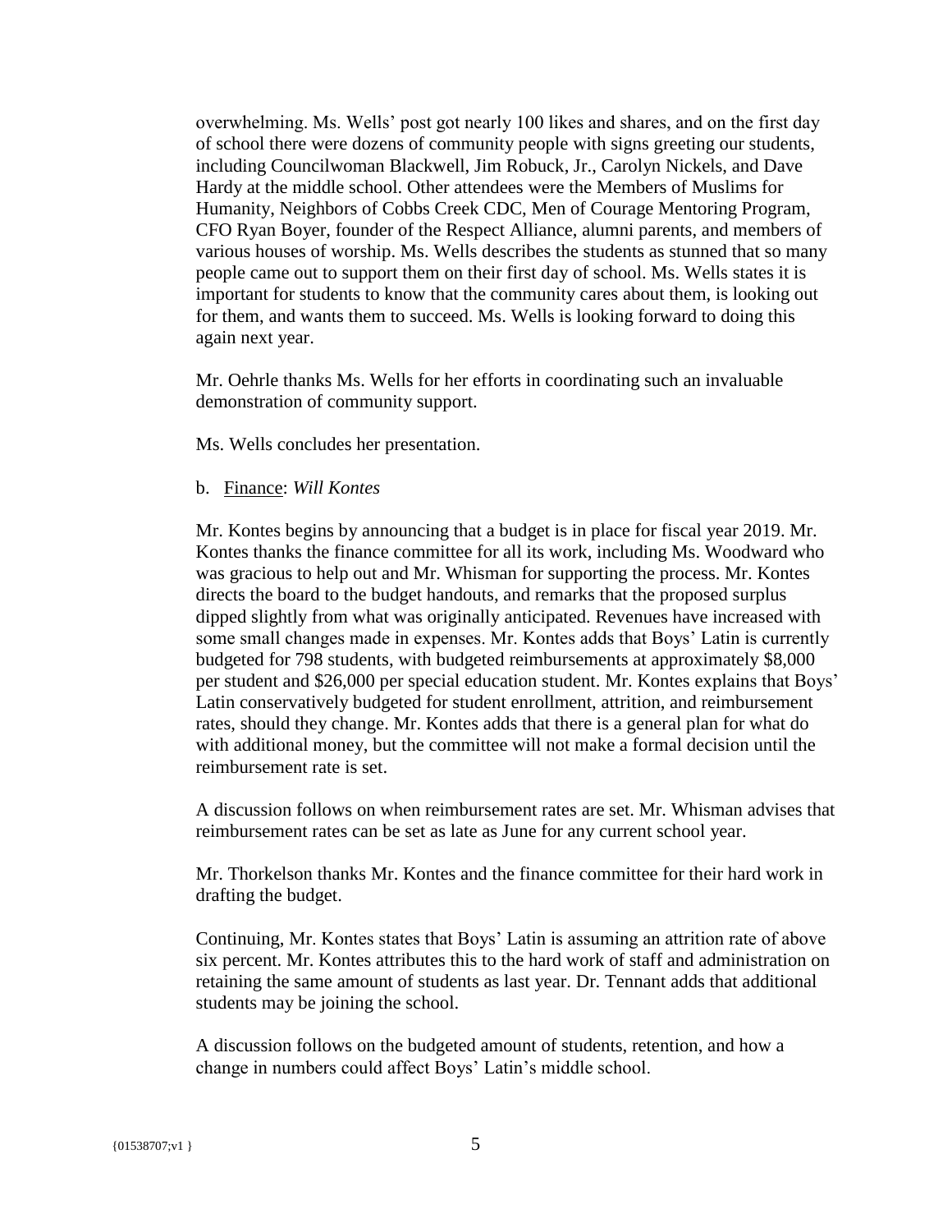overwhelming. Ms. Wells' post got nearly 100 likes and shares, and on the first day of school there were dozens of community people with signs greeting our students, including Councilwoman Blackwell, Jim Robuck, Jr., Carolyn Nickels, and Dave Hardy at the middle school. Other attendees were the Members of Muslims for Humanity, Neighbors of Cobbs Creek CDC, Men of Courage Mentoring Program, CFO Ryan Boyer, founder of the Respect Alliance, alumni parents, and members of various houses of worship. Ms. Wells describes the students as stunned that so many people came out to support them on their first day of school. Ms. Wells states it is important for students to know that the community cares about them, is looking out for them, and wants them to succeed. Ms. Wells is looking forward to doing this again next year.

Mr. Oehrle thanks Ms. Wells for her efforts in coordinating such an invaluable demonstration of community support.

Ms. Wells concludes her presentation.

b. Finance: *Will Kontes*

Mr. Kontes begins by announcing that a budget is in place for fiscal year 2019. Mr. Kontes thanks the finance committee for all its work, including Ms. Woodward who was gracious to help out and Mr. Whisman for supporting the process. Mr. Kontes directs the board to the budget handouts, and remarks that the proposed surplus dipped slightly from what was originally anticipated. Revenues have increased with some small changes made in expenses. Mr. Kontes adds that Boys' Latin is currently budgeted for 798 students, with budgeted reimbursements at approximately $8,000 per student and $26,000 per special education student. Mr. Kontes explains that Boys' Latin conservatively budgeted for student enrollment, attrition, and reimbursement rates, should they change. Mr. Kontes adds that there is a general plan for what do with additional money, but the committee will not make a formal decision until the reimbursement rate is set.

A discussion follows on when reimbursement rates are set. Mr. Whisman advises that reimbursement rates can be set as late as June for any current school year.

Mr. Thorkelson thanks Mr. Kontes and the finance committee for their hard work in drafting the budget.

Continuing, Mr. Kontes states that Boys' Latin is assuming an attrition rate of above six percent. Mr. Kontes attributes this to the hard work of staff and administration on retaining the same amount of students as last year. Dr. Tennant adds that additional students may be joining the school.

A discussion follows on the budgeted amount of students, retention, and how a change in numbers could affect Boys' Latin's middle school.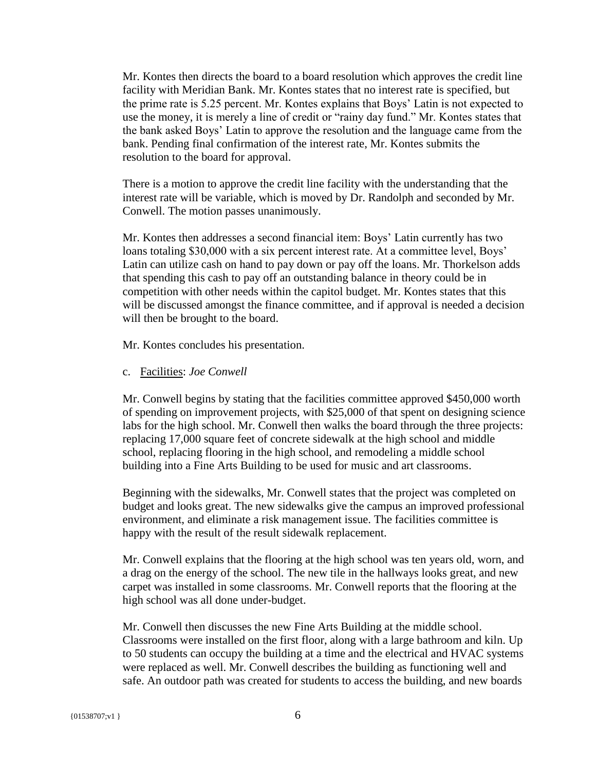Mr. Kontes then directs the board to a board resolution which approves the credit line facility with Meridian Bank. Mr. Kontes states that no interest rate is specified, but the prime rate is 5.25 percent. Mr. Kontes explains that Boys' Latin is not expected to use the money, it is merely a line of credit or "rainy day fund." Mr. Kontes states that the bank asked Boys' Latin to approve the resolution and the language came from the bank. Pending final confirmation of the interest rate, Mr. Kontes submits the resolution to the board for approval.

There is a motion to approve the credit line facility with the understanding that the interest rate will be variable, which is moved by Dr. Randolph and seconded by Mr. Conwell. The motion passes unanimously.

Mr. Kontes then addresses a second financial item: Boys' Latin currently has two loans totaling $30,000 with a six percent interest rate. At a committee level, Boys' Latin can utilize cash on hand to pay down or pay off the loans. Mr. Thorkelson adds that spending this cash to pay off an outstanding balance in theory could be in competition with other needs within the capitol budget. Mr. Kontes states that this will be discussed amongst the finance committee, and if approval is needed a decision will then be brought to the board.

Mr. Kontes concludes his presentation.

c. <u>Facilities</u>: *Joe Conwell*

Mr. Conwell begins by stating that the facilities committee approved $450,000 worth of spending on improvement projects, with $25,000 of that spent on designing science labs for the high school. Mr. Conwell then walks the board through the three projects: replacing 17,000 square feet of concrete sidewalk at the high school and middle school, replacing flooring in the high school, and remodeling a middle school building into a Fine Arts Building to be used for music and art classrooms.

Beginning with the sidewalks, Mr. Conwell states that the project was completed on budget and looks great. The new sidewalks give the campus an improved professional environment, and eliminate a risk management issue. The facilities committee is happy with the result of the result sidewalk replacement.

Mr. Conwell explains that the flooring at the high school was ten years old, worn, and a drag on the energy of the school. The new tile in the hallways looks great, and new carpet was installed in some classrooms. Mr. Conwell reports that the flooring at the high school was all done under-budget.

Mr. Conwell then discusses the new Fine Arts Building at the middle school. Classrooms were installed on the first floor, along with a large bathroom and kiln. Up to 50 students can occupy the building at a time and the electrical and HVAC systems were replaced as well. Mr. Conwell describes the building as functioning well and safe. An outdoor path was created for students to access the building, and new boards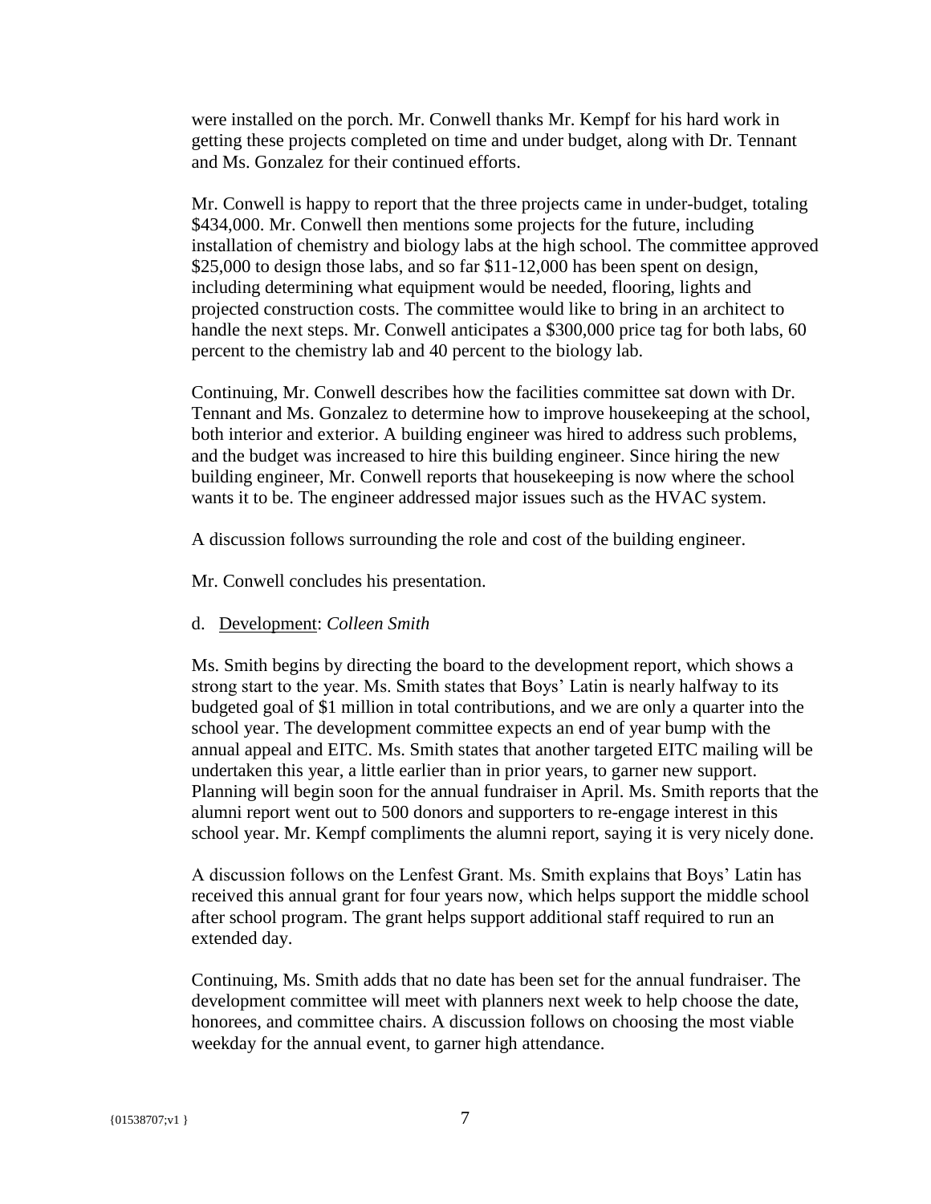were installed on the porch. Mr. Conwell thanks Mr. Kempf for his hard work in getting these projects completed on time and under budget, along with Dr. Tennant and Ms. Gonzalez for their continued efforts.

Mr. Conwell is happy to report that the three projects came in under-budget, totaling $434,000. Mr. Conwell then mentions some projects for the future, including installation of chemistry and biology labs at the high school. The committee approved $25,000 to design those labs, and so far $11-12,000 has been spent on design, including determining what equipment would be needed, flooring, lights and projected construction costs. The committee would like to bring in an architect to handle the next steps. Mr. Conwell anticipates a $300,000 price tag for both labs, 60 percent to the chemistry lab and 40 percent to the biology lab.

Continuing, Mr. Conwell describes how the facilities committee sat down with Dr. Tennant and Ms. Gonzalez to determine how to improve housekeeping at the school, both interior and exterior. A building engineer was hired to address such problems, and the budget was increased to hire this building engineer. Since hiring the new building engineer, Mr. Conwell reports that housekeeping is now where the school wants it to be. The engineer addressed major issues such as the HVAC system.

A discussion follows surrounding the role and cost of the building engineer.

Mr. Conwell concludes his presentation.

d. Development: *Colleen Smith*

Ms. Smith begins by directing the board to the development report, which shows a strong start to the year. Ms. Smith states that Boys' Latin is nearly halfway to its budgeted goal of $1 million in total contributions, and we are only a quarter into the school year. The development committee expects an end of year bump with the annual appeal and EITC. Ms. Smith states that another targeted EITC mailing will be undertaken this year, a little earlier than in prior years, to garner new support. Planning will begin soon for the annual fundraiser in April. Ms. Smith reports that the alumni report went out to 500 donors and supporters to re-engage interest in this school year. Mr. Kempf compliments the alumni report, saying it is very nicely done.

A discussion follows on the Lenfest Grant. Ms. Smith explains that Boys' Latin has received this annual grant for four years now, which helps support the middle school after school program. The grant helps support additional staff required to run an extended day.

Continuing, Ms. Smith adds that no date has been set for the annual fundraiser. The development committee will meet with planners next week to help choose the date, honorees, and committee chairs. A discussion follows on choosing the most viable weekday for the annual event, to garner high attendance.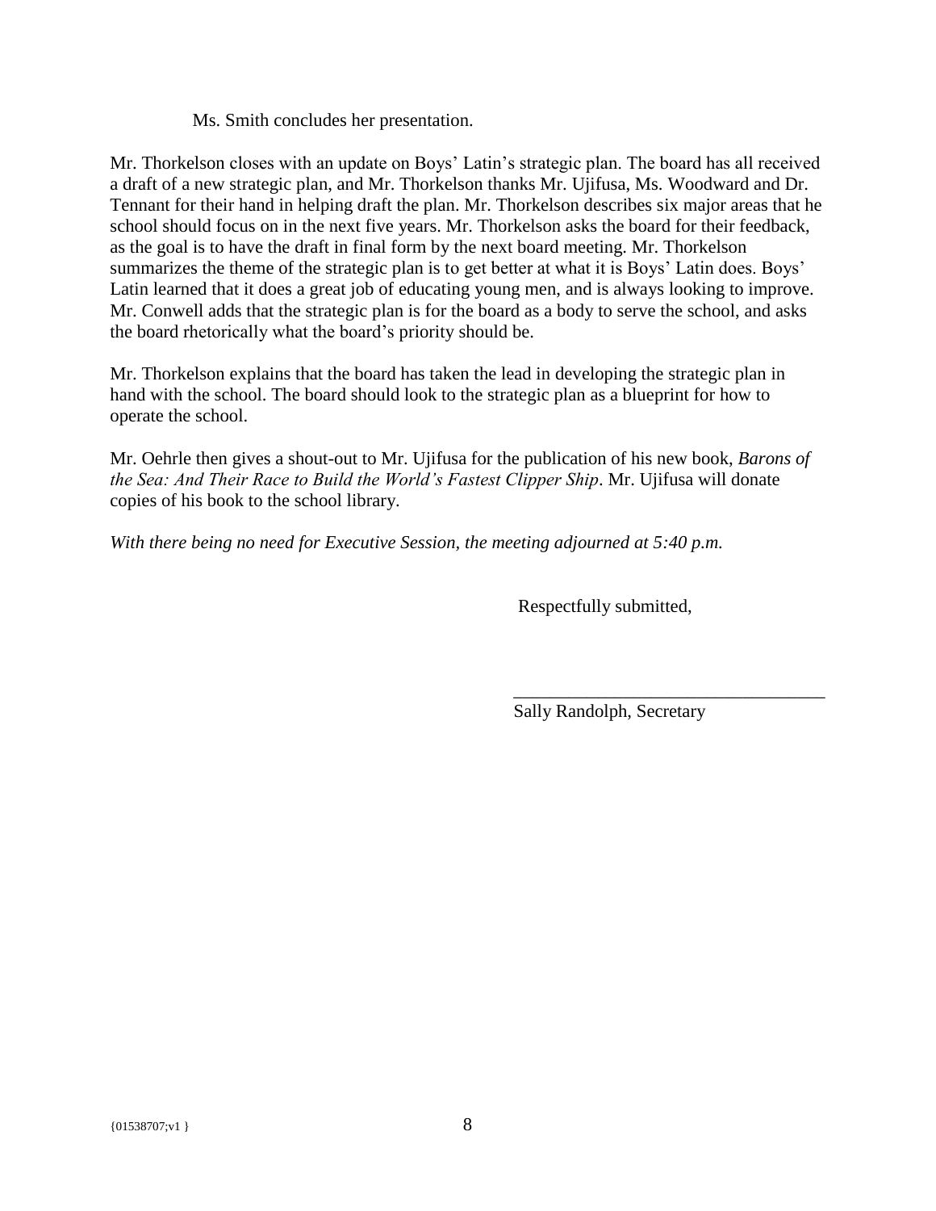Ms. Smith concludes her presentation.

Mr. Thorkelson closes with an update on Boys' Latin's strategic plan. The board has all received a draft of a new strategic plan, and Mr. Thorkelson thanks Mr. Ujifusa, Ms. Woodward and Dr. Tennant for their hand in helping draft the plan. Mr. Thorkelson describes six major areas that he school should focus on in the next five years. Mr. Thorkelson asks the board for their feedback, as the goal is to have the draft in final form by the next board meeting. Mr. Thorkelson summarizes the theme of the strategic plan is to get better at what it is Boys' Latin does. Boys' Latin learned that it does a great job of educating young men, and is always looking to improve. Mr. Conwell adds that the strategic plan is for the board as a body to serve the school, and asks the board rhetorically what the board's priority should be.

Mr. Thorkelson explains that the board has taken the lead in developing the strategic plan in hand with the school. The board should look to the strategic plan as a blueprint for how to operate the school.

Mr. Oehrle then gives a shout-out to Mr. Ujifusa for the publication of his new book, *Barons of the Sea: And Their Race to Build the World's Fastest Clipper Ship*. Mr. Ujifusa will donate copies of his book to the school library.

*With there being no need for Executive Session, the meeting adjourned at 5:40 p.m.*

Respectfully submitted,

___________________________________

Sally Randolph, Secretary

{01538707;v1 }